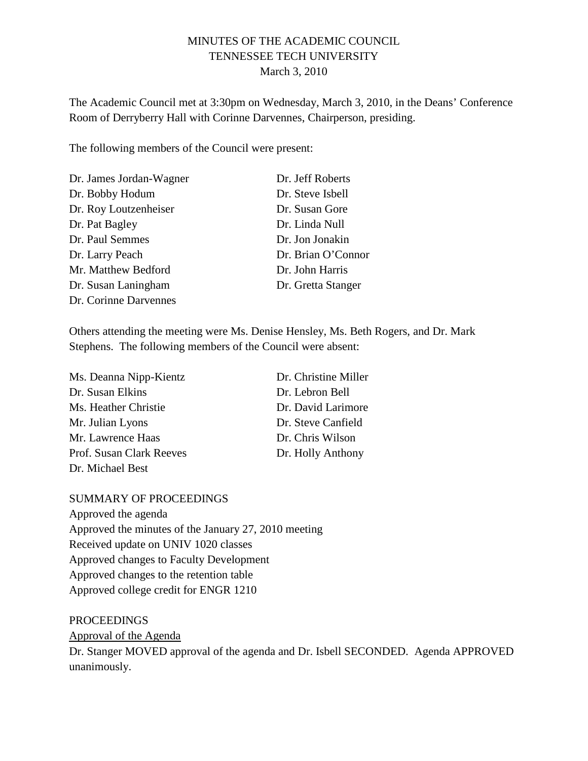# MINUTES OF THE ACADEMIC COUNCIL
## TENNESSEE TECH UNIVERSITY
### March 3, 2010

The Academic Council met at 3:30pm on Wednesday, March 3, 2010, in the Deans' Conference Room of Derryberry Hall with Corinne Darvennes, Chairperson, presiding.

The following members of the Council were present:

- Dr. James Jordan-Wagner
- Dr. Bobby Hodum
- Dr. Roy Loutzenheiser
- Dr. Pat Bagley
- Dr. Paul Semmes
- Dr. Larry Peach
- Mr. Matthew Bedford
- Dr. Susan Laningham
- Dr. Corinne Darvennes
- Dr. Jeff Roberts
- Dr. Steve Isbell
- Dr. Susan Gore
- Dr. Linda Null
- Dr. Jon Jonakin
- Dr. Brian O'Connor
- Dr. John Harris
- Dr. Gretta Stanger

Others attending the meeting were Ms. Denise Hensley, Ms. Beth Rogers, and Dr. Mark Stephens. The following members of the Council were absent:

- Ms. Deanna Nipp-Kientz
- Dr. Susan Elkins
- Ms. Heather Christie
- Mr. Julian Lyons
- Mr. Lawrence Haas
- Prof. Susan Clark Reeves
- Dr. Michael Best
- Dr. Christine Miller
- Dr. Lebron Bell
- Dr. David Larimore
- Dr. Steve Canfield
- Dr. Chris Wilson
- Dr. Holly Anthony

SUMMARY OF PROCEEDINGS

Approved the agenda
Approved the minutes of the January 27, 2010 meeting
Received update on UNIV 1020 classes
Approved changes to Faculty Development
Approved changes to the retention table
Approved college credit for ENGR 1210

PROCEEDINGS

<u>Approval of the Agenda</u>

Dr. Stanger MOVED approval of the agenda and Dr. Isbell SECONDED. Agenda APPROVED unanimously.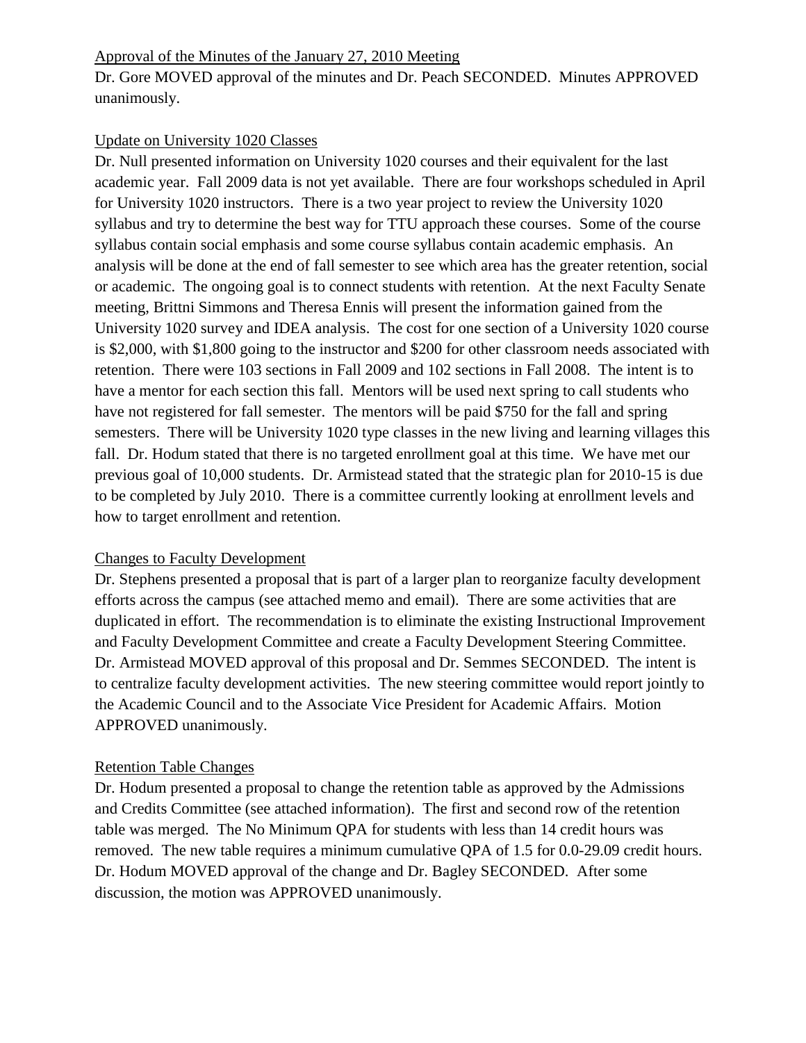Approval of the Minutes of the January 27, 2010 Meeting

Dr. Gore MOVED approval of the minutes and Dr. Peach SECONDED. Minutes APPROVED unanimously.

Update on University 1020 Classes

Dr. Null presented information on University 1020 courses and their equivalent for the last academic year. Fall 2009 data is not yet available. There are four workshops scheduled in April for University 1020 instructors. There is a two year project to review the University 1020 syllabus and try to determine the best way for TTU approach these courses. Some of the course syllabus contain social emphasis and some course syllabus contain academic emphasis. An analysis will be done at the end of fall semester to see which area has the greater retention, social or academic. The ongoing goal is to connect students with retention. At the next Faculty Senate meeting, Brittni Simmons and Theresa Ennis will present the information gained from the University 1020 survey and IDEA analysis. The cost for one section of a University 1020 course is $2,000, with $1,800 going to the instructor and $200 for other classroom needs associated with retention. There were 103 sections in Fall 2009 and 102 sections in Fall 2008. The intent is to have a mentor for each section this fall. Mentors will be used next spring to call students who have not registered for fall semester. The mentors will be paid $750 for the fall and spring semesters. There will be University 1020 type classes in the new living and learning villages this fall. Dr. Hodum stated that there is no targeted enrollment goal at this time. We have met our previous goal of 10,000 students. Dr. Armistead stated that the strategic plan for 2010-15 is due to be completed by July 2010. There is a committee currently looking at enrollment levels and how to target enrollment and retention.

Changes to Faculty Development

Dr. Stephens presented a proposal that is part of a larger plan to reorganize faculty development efforts across the campus (see attached memo and email). There are some activities that are duplicated in effort. The recommendation is to eliminate the existing Instructional Improvement and Faculty Development Committee and create a Faculty Development Steering Committee. Dr. Armistead MOVED approval of this proposal and Dr. Semmes SECONDED. The intent is to centralize faculty development activities. The new steering committee would report jointly to the Academic Council and to the Associate Vice President for Academic Affairs. Motion APPROVED unanimously.

Retention Table Changes

Dr. Hodum presented a proposal to change the retention table as approved by the Admissions and Credits Committee (see attached information). The first and second row of the retention table was merged. The No Minimum QPA for students with less than 14 credit hours was removed. The new table requires a minimum cumulative QPA of 1.5 for 0.0-29.09 credit hours. Dr. Hodum MOVED approval of the change and Dr. Bagley SECONDED. After some discussion, the motion was APPROVED unanimously.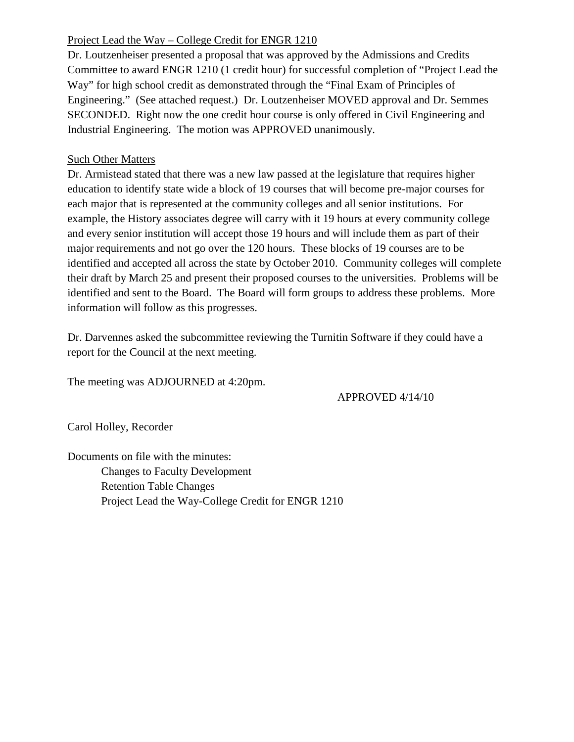<u>Project Lead the Way – College Credit for ENGR 1210</u>

Dr. Loutzenheiser presented a proposal that was approved by the Admissions and Credits Committee to award ENGR 1210 (1 credit hour) for successful completion of "Project Lead the Way" for high school credit as demonstrated through the "Final Exam of Principles of Engineering." (See attached request.) Dr. Loutzenheiser MOVED approval and Dr. Semmes SECONDED. Right now the one credit hour course is only offered in Civil Engineering and Industrial Engineering. The motion was APPROVED unanimously.

<u>Such Other Matters</u>

Dr. Armistead stated that there was a new law passed at the legislature that requires higher education to identify state wide a block of 19 courses that will become pre-major courses for each major that is represented at the community colleges and all senior institutions. For example, the History associates degree will carry with it 19 hours at every community college and every senior institution will accept those 19 hours and will include them as part of their major requirements and not go over the 120 hours. These blocks of 19 courses are to be identified and accepted all across the state by October 2010. Community colleges will complete their draft by March 25 and present their proposed courses to the universities. Problems will be identified and sent to the Board. The Board will form groups to address these problems. More information will follow as this progresses.

Dr. Darvennes asked the subcommittee reviewing the Turnitin Software if they could have a report for the Council at the next meeting.

The meeting was ADJOURNED at 4:20pm.

APPROVED 4/14/10

Carol Holley, Recorder

Documents on file with the minutes:

- Changes to Faculty Development
- Retention Table Changes
- Project Lead the Way-College Credit for ENGR 1210